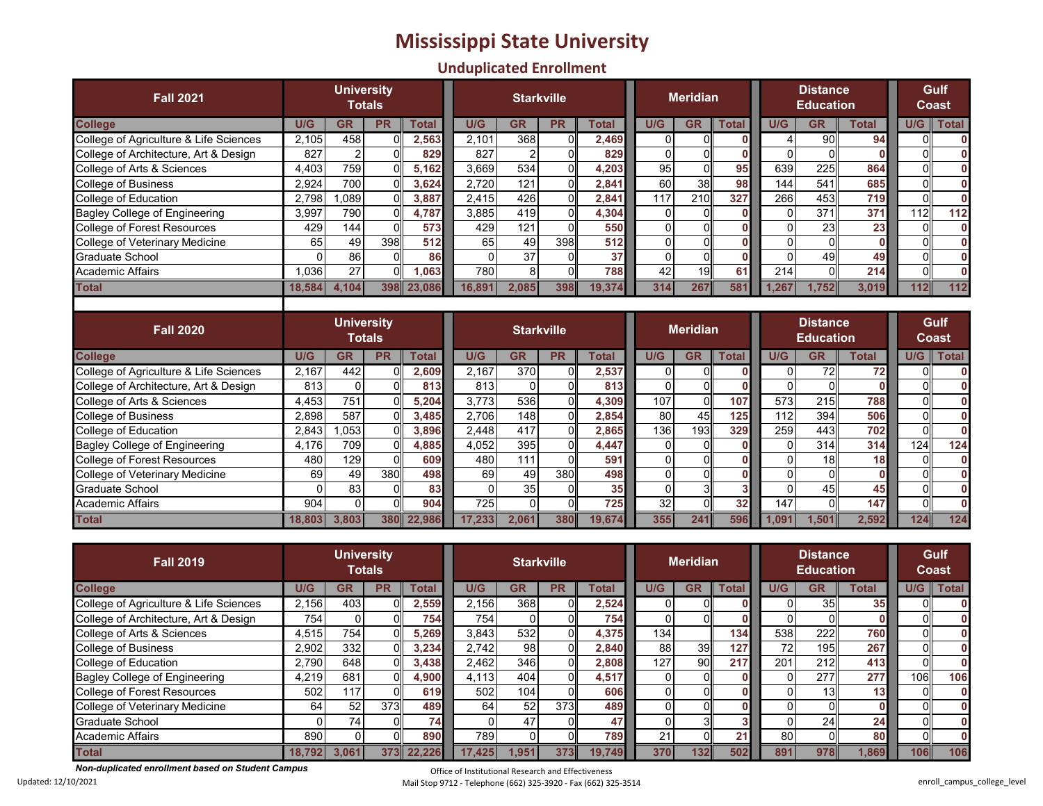# Mississippi State University

## Unduplicated Enrollment

| Fall 2021 | University Totals | | | | Starkville | | | | Meridian | | | Distance Education | | | Gulf Coast | |
|---|---|---|---|---|---|---|---|---|---|---|---|---|---|---|---|---|
| College | U/G | GR | PR | Total | U/G | GR | PR | Total | U/G | GR | Total | U/G | GR | Total | U/G | Total |
| College of Agriculture & Life Sciences | 2,105 | 458 | 0 | **2,563** | 2,101 | 368 | 0 | **2,469** | 0 | 0 | **0** | 4 | 90 | **94** | 0 | **0** |
| College of Architecture, Art & Design | 827 | 2 | 0 | **829** | 827 | 2 | 0 | **829** | 0 | 0 | **0** | 0 | 0 | **0** | 0 | **0** |
| College of Arts & Sciences | 4,403 | 759 | 0 | **5,162** | 3,669 | 534 | 0 | **4,203** | 95 | 0 | **95** | 639 | 225 | **864** | 0 | **0** |
| College of Business | 2,924 | 700 | 0 | **3,624** | 2,720 | 121 | 0 | **2,841** | 60 | 38 | **98** | 144 | 541 | **685** | 0 | **0** |
| College of Education | 2,798 | 1,089 | 0 | **3,887** | 2,415 | 426 | 0 | **2,841** | 117 | 210 | **327** | 266 | 453 | **719** | 0 | **0** |
| Bagley College of Engineering | 3,997 | 790 | 0 | **4,787** | 3,885 | 419 | 0 | **4,304** | 0 | 0 | **0** | 0 | 371 | **371** | 112 | **112** |
| College of Forest Resources | 429 | 144 | 0 | **573** | 429 | 121 | 0 | **550** | 0 | 0 | **0** | 0 | 23 | **23** | 0 | **0** |
| College of Veterinary Medicine | 65 | 49 | 398 | **512** | 65 | 49 | 398 | **512** | 0 | 0 | **0** | 0 | 0 | **0** | 0 | **0** |
| Graduate School | 0 | 86 | 0 | **86** | 0 | 37 | 0 | **37** | 0 | 0 | **0** | 0 | 49 | **49** | 0 | **0** |
| Academic Affairs | 1,036 | 27 | 0 | **1,063** | 780 | 8 | 0 | **788** | 42 | 19 | **61** | 214 | 0 | **214** | 0 | **0** |
| **Total** | **18,584** | **4,104** | **398** | **23,086** | **16,891** | **2,085** | **398** | **19,374** | **314** | **267** | **581** | **1,267** | **1,752** | **3,019** | **112** | **112** |

| Fall 2020 | University Totals | | | | Starkville | | | | Meridian | | | Distance Education | | | Gulf Coast | |
|---|---|---|---|---|---|---|---|---|---|---|---|---|---|---|---|---|
| College | U/G | GR | PR | Total | U/G | GR | PR | Total | U/G | GR | Total | U/G | GR | Total | U/G | Total |
| College of Agriculture & Life Sciences | 2,167 | 442 | 0 | **2,609** | 2,167 | 370 | 0 | **2,537** | 0 | 0 | **0** | 0 | 72 | **72** | 0 | **0** |
| College of Architecture, Art & Design | 813 | 0 | 0 | **813** | 813 | 0 | 0 | **813** | 0 | 0 | **0** | 0 | 0 | **0** | 0 | **0** |
| College of Arts & Sciences | 4,453 | 751 | 0 | **5,204** | 3,773 | 536 | 0 | **4,309** | 107 | 0 | **107** | 573 | 215 | **788** | 0 | **0** |
| College of Business | 2,898 | 587 | 0 | **3,485** | 2,706 | 148 | 0 | **2,854** | 80 | 45 | **125** | 112 | 394 | **506** | 0 | **0** |
| College of Education | 2,843 | 1,053 | 0 | **3,896** | 2,448 | 417 | 0 | **2,865** | 136 | 193 | **329** | 259 | 443 | **702** | 0 | **0** |
| Bagley College of Engineering | 4,176 | 709 | 0 | **4,885** | 4,052 | 395 | 0 | **4,447** | 0 | 0 | **0** | 0 | 314 | **314** | 124 | **124** |
| College of Forest Resources | 480 | 129 | 0 | **609** | 480 | 111 | 0 | **591** | 0 | 0 | **0** | 0 | 18 | **18** | 0 | **0** |
| College of Veterinary Medicine | 69 | 49 | 380 | **498** | 69 | 49 | 380 | **498** | 0 | 0 | **0** | 0 | 0 | **0** | 0 | **0** |
| Graduate School | 0 | 83 | 0 | **83** | 0 | 35 | 0 | **35** | 0 | 3 | **3** | 0 | 45 | **45** | 0 | **0** |
| Academic Affairs | 904 | 0 | 0 | **904** | 725 | 0 | 0 | **725** | 32 | 0 | **32** | 147 | 0 | **147** | 0 | **0** |
| **Total** | **18,803** | **3,803** | **380** | **22,986** | **17,233** | **2,061** | **380** | **19,674** | **355** | **241** | **596** | **1,091** | **1,501** | **2,592** | **124** | **124** |

| Fall 2019 | University Totals | | | | Starkville | | | | Meridian | | | Distance Education | | | Gulf Coast | |
|---|---|---|---|---|---|---|---|---|---|---|---|---|---|---|---|---|
| College | U/G | GR | PR | Total | U/G | GR | PR | Total | U/G | GR | Total | U/G | GR | Total | U/G | Total |
| College of Agriculture & Life Sciences | 2,156 | 403 | 0 | **2,559** | 2,156 | 368 | 0 | **2,524** | 0 | 0 | **0** | 0 | 35 | **35** | 0 | **0** |
| College of Architecture, Art & Design | 754 | 0 | 0 | **754** | 754 | 0 | 0 | **754** | 0 | 0 | **0** | 0 | 0 | **0** | 0 | **0** |
| College of Arts & Sciences | 4,515 | 754 | 0 | **5,269** | 3,843 | 532 | 0 | **4,375** | 134 | | **134** | 538 | 222 | **760** | 0 | **0** |
| College of Business | 2,902 | 332 | 0 | **3,234** | 2,742 | 98 | 0 | **2,840** | 88 | 39 | **127** | 72 | 195 | **267** | 0 | **0** |
| College of Education | 2,790 | 648 | 0 | **3,438** | 2,462 | 346 | 0 | **2,808** | 127 | 90 | **217** | 201 | 212 | **413** | 0 | **0** |
| Bagley College of Engineering | 4,219 | 681 | 0 | **4,900** | 4,113 | 404 | 0 | **4,517** | 0 | 0 | **0** | 0 | 277 | **277** | 106 | **106** |
| College of Forest Resources | 502 | 117 | 0 | **619** | 502 | 104 | 0 | **606** | 0 | 0 | **0** | 0 | 13 | **13** | 0 | **0** |
| College of Veterinary Medicine | 64 | 52 | 373 | **489** | 64 | 52 | 373 | **489** | 0 | 0 | **0** | 0 | 0 | **0** | 0 | **0** |
| Graduate School | 0 | 74 | 0 | **74** | 0 | 47 | 0 | **47** | 0 | 3 | **3** | 0 | 24 | **24** | 0 | **0** |
| Academic Affairs | 890 | 0 | 0 | **890** | 789 | 0 | 0 | **789** | 21 | 0 | **21** | 80 | 0 | **80** | 0 | **0** |
| **Total** | **18,792** | **3,061** | **373** | **22,226** | **17,425** | **1,951** | **373** | **19,749** | **370** | **132** | **502** | **891** | **978** | **1,869** | **106** | **106** |

***Non-duplicated enrollment based on Student Campus***

Updated: 12/10/2021

Office of Institutional Research and Effectiveness
Mail Stop 9712 - Telephone (662) 325-3920 - Fax (662) 325-3514

enroll_campus_college_level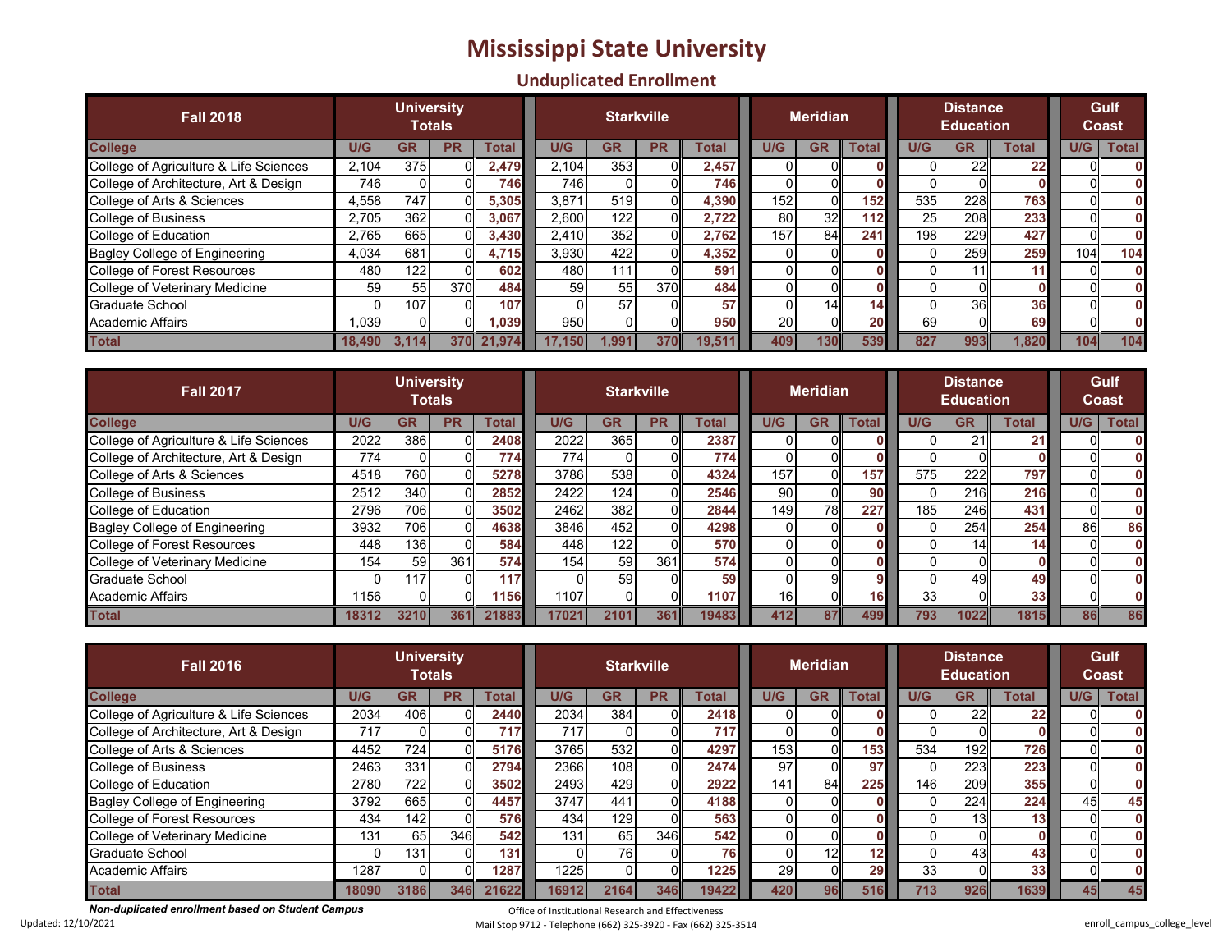# Mississippi State University

## Unduplicated Enrollment

| Fall 2018 | University Totals | | | | Starkville | | | | Meridian | | | Distance Education | | | Gulf Coast | |
|---|---|---|---|---|---|---|---|---|---|---|---|---|---|---|---|---|
| College | U/G | GR | PR | Total | U/G | GR | PR | Total | U/G | GR | Total | U/G | GR | Total | U/G | Total |
| College of Agriculture & Life Sciences | 2,104 | 375 | 0 | **2,479** | 2,104 | 353 | 0 | **2,457** | 0 | 0 | **0** | 0 | 22 | **22** | 0 | **0** |
| College of Architecture, Art & Design | 746 | 0 | 0 | **746** | 746 | 0 | 0 | **746** | 0 | 0 | **0** | 0 | 0 | **0** | 0 | **0** |
| College of Arts & Sciences | 4,558 | 747 | 0 | **5,305** | 3,871 | 519 | 0 | **4,390** | 152 | 0 | **152** | 535 | 228 | **763** | 0 | **0** |
| College of Business | 2,705 | 362 | 0 | **3,067** | 2,600 | 122 | 0 | **2,722** | 80 | 32 | **112** | 25 | 208 | **233** | 0 | **0** |
| College of Education | 2,765 | 665 | 0 | **3,430** | 2,410 | 352 | 0 | **2,762** | 157 | 84 | **241** | 198 | 229 | **427** | 0 | **0** |
| Bagley College of Engineering | 4,034 | 681 | 0 | **4,715** | 3,930 | 422 | 0 | **4,352** | 0 | 0 | **0** | 0 | 259 | **259** | 104 | **104** |
| College of Forest Resources | 480 | 122 | 0 | **602** | 480 | 111 | 0 | **591** | 0 | 0 | **0** | 0 | 11 | **11** | 0 | **0** |
| College of Veterinary Medicine | 59 | 55 | 370 | **484** | 59 | 55 | 370 | **484** | 0 | 0 | **0** | 0 | 0 | **0** | 0 | **0** |
| Graduate School | 0 | 107 | 0 | **107** | 0 | 57 | 0 | **57** | 0 | 14 | **14** | 0 | 36 | **36** | 0 | **0** |
| Academic Affairs | 1,039 | 0 | 0 | **1,039** | 950 | 0 | 0 | **950** | 20 | 0 | **20** | 69 | 0 | **69** | 0 | **0** |
| **Total** | **18,490** | **3,114** | **370** | **21,974** | **17,150** | **1,991** | **370** | **19,511** | **409** | **130** | **539** | **827** | **993** | **1,820** | **104** | **104** |

| Fall 2017 | University Totals | | | | Starkville | | | | Meridian | | | Distance Education | | | Gulf Coast | |
|---|---|---|---|---|---|---|---|---|---|---|---|---|---|---|---|---|
| College | U/G | GR | PR | Total | U/G | GR | PR | Total | U/G | GR | Total | U/G | GR | Total | U/G | Total |
| College of Agriculture & Life Sciences | 2022 | 386 | 0 | **2408** | 2022 | 365 | 0 | **2387** | 0 | 0 | **0** | 0 | 21 | **21** | 0 | **0** |
| College of Architecture, Art & Design | 774 | 0 | 0 | **774** | 774 | 0 | 0 | **774** | 0 | 0 | **0** | 0 | 0 | **0** | 0 | **0** |
| College of Arts & Sciences | 4518 | 760 | 0 | **5278** | 3786 | 538 | 0 | **4324** | 157 | 0 | **157** | 575 | 222 | **797** | 0 | **0** |
| College of Business | 2512 | 340 | 0 | **2852** | 2422 | 124 | 0 | **2546** | 90 | 0 | **90** | 0 | 216 | **216** | 0 | **0** |
| College of Education | 2796 | 706 | 0 | **3502** | 2462 | 382 | 0 | **2844** | 149 | 78 | **227** | 185 | 246 | **431** | 0 | **0** |
| Bagley College of Engineering | 3932 | 706 | 0 | **4638** | 3846 | 452 | 0 | **4298** | 0 | 0 | **0** | 0 | 254 | **254** | 86 | **86** |
| College of Forest Resources | 448 | 136 | 0 | **584** | 448 | 122 | 0 | **570** | 0 | 0 | **0** | 0 | 14 | **14** | 0 | **0** |
| College of Veterinary Medicine | 154 | 59 | 361 | **574** | 154 | 59 | 361 | **574** | 0 | 0 | **0** | 0 | 0 | **0** | 0 | **0** |
| Graduate School | 0 | 117 | 0 | **117** | 0 | 59 | 0 | **59** | 0 | 9 | **9** | 0 | 49 | **49** | 0 | **0** |
| Academic Affairs | 1156 | 0 | 0 | **1156** | 1107 | 0 | 0 | **1107** | 16 | 0 | **16** | 33 | 0 | **33** | 0 | **0** |
| **Total** | **18312** | **3210** | **361** | **21883** | **17021** | **2101** | **361** | **19483** | **412** | **87** | **499** | **793** | **1022** | **1815** | **86** | **86** |

| Fall 2016 | University Totals | | | | Starkville | | | | Meridian | | | Distance Education | | | Gulf Coast | |
|---|---|---|---|---|---|---|---|---|---|---|---|---|---|---|---|---|
| College | U/G | GR | PR | Total | U/G | GR | PR | Total | U/G | GR | Total | U/G | GR | Total | U/G | Total |
| College of Agriculture & Life Sciences | 2034 | 406 | 0 | **2440** | 2034 | 384 | 0 | **2418** | 0 | 0 | **0** | 0 | 22 | **22** | 0 | **0** |
| College of Architecture, Art & Design | 717 | 0 | 0 | **717** | 717 | 0 | 0 | **717** | 0 | 0 | **0** | 0 | 0 | **0** | 0 | **0** |
| College of Arts & Sciences | 4452 | 724 | 0 | **5176** | 3765 | 532 | 0 | **4297** | 153 | 0 | **153** | 534 | 192 | **726** | 0 | **0** |
| College of Business | 2463 | 331 | 0 | **2794** | 2366 | 108 | 0 | **2474** | 97 | 0 | **97** | 0 | 223 | **223** | 0 | **0** |
| College of Education | 2780 | 722 | 0 | **3502** | 2493 | 429 | 0 | **2922** | 141 | 84 | **225** | 146 | 209 | **355** | 0 | **0** |
| Bagley College of Engineering | 3792 | 665 | 0 | **4457** | 3747 | 441 | 0 | **4188** | 0 | 0 | **0** | 0 | 224 | **224** | 45 | **45** |
| College of Forest Resources | 434 | 142 | 0 | **576** | 434 | 129 | 0 | **563** | 0 | 0 | **0** | 0 | 13 | **13** | 0 | **0** |
| College of Veterinary Medicine | 131 | 65 | 346 | **542** | 131 | 65 | 346 | **542** | 0 | 0 | **0** | 0 | 0 | **0** | 0 | **0** |
| Graduate School | 0 | 131 | 0 | **131** | 0 | 76 | 0 | **76** | 0 | 12 | **12** | 0 | 43 | **43** | 0 | **0** |
| Academic Affairs | 1287 | 0 | 0 | **1287** | 1225 | 0 | 0 | **1225** | 29 | 0 | **29** | 33 | 0 | **33** | 0 | **0** |
| **Total** | **18090** | **3186** | **346** | **21622** | **16912** | **2164** | **346** | **19422** | **420** | **96** | **516** | **713** | **926** | **1639** | **45** | **45** |

***Non-duplicated enrollment based on Student Campus***

Updated: 12/10/2021

Office of Institutional Research and Effectiveness
Mail Stop 9712 - Telephone (662) 325-3920 - Fax (662) 325-3514

enroll_campus_college_level